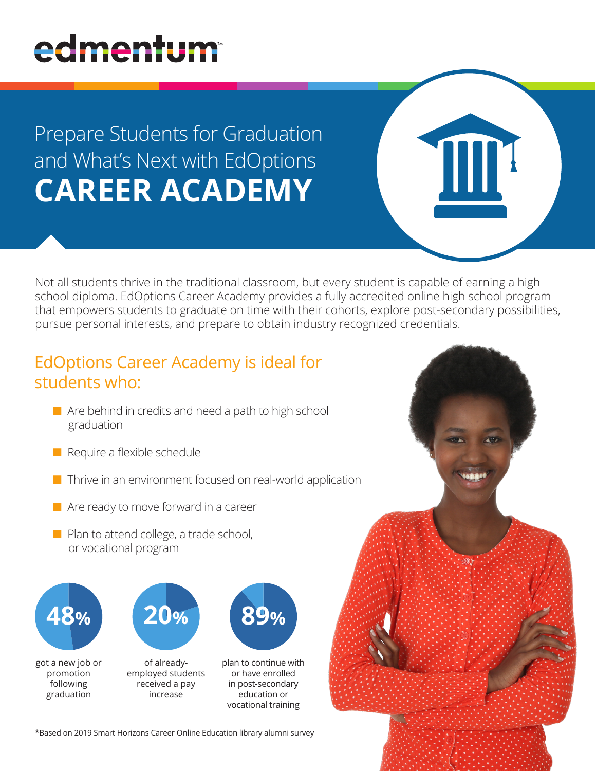edmentum

# Prepare Students for Graduation and What's Next with EdOptions **CAREER ACADEMY**

Not all students thrive in the traditional classroom, but every student is capable of earning a high school diploma. EdOptions Career Academy provides a fully accredited online high school program that empowers students to graduate on time with their cohorts, explore post-secondary possibilities, pursue personal interests, and prepare to obtain industry recognized credentials.

## EdOptions Career Academy is ideal for students who:

- Are behind in credits and need a path to high school graduation
- Require a flexible schedule
- Thrive in an environment focused on real-world application
- Are ready to move forward in a career
- Plan to attend college, a trade school, or vocational program

**48%** got a new job or promotion following graduation

**20%** of already-employed students received a pay increase

**89%** plan to continue with or have enrolled in post-secondary education or vocational training

*Based on 2019 Smart Horizons Career Online Education library alumni survey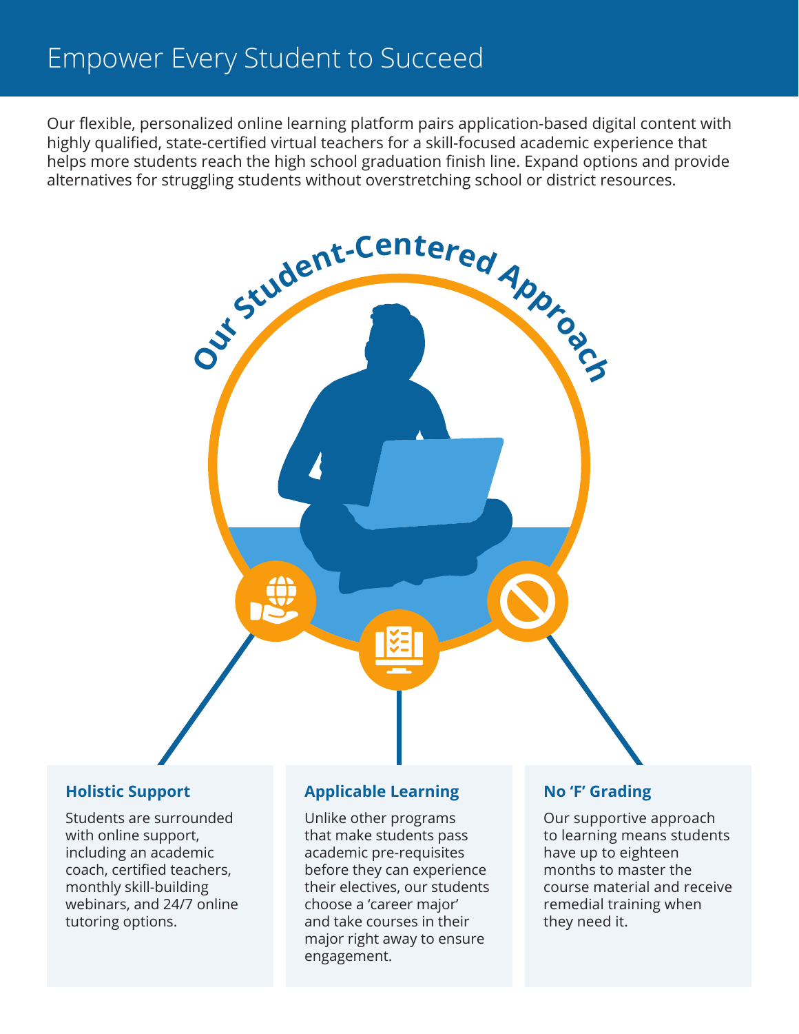# Empower Every Student to Succeed

Our flexible, personalized online learning platform pairs application-based digital content with highly qualified, state-certified virtual teachers for a skill-focused academic experience that helps more students reach the high school graduation finish line. Expand options and provide alternatives for struggling students without overstretching school or district resources.

## Our Student-Centered Approach

### Holistic Support

Students are surrounded with online support, including an academic coach, certified teachers, monthly skill-building webinars, and 24/7 online tutoring options.

### Applicable Learning

Unlike other programs that make students pass academic pre-requisites before they can experience their electives, our students choose a 'career major' and take courses in their major right away to ensure engagement.

### No 'F' Grading

Our supportive approach to learning means students have up to eighteen months to master the course material and receive remedial training when they need it.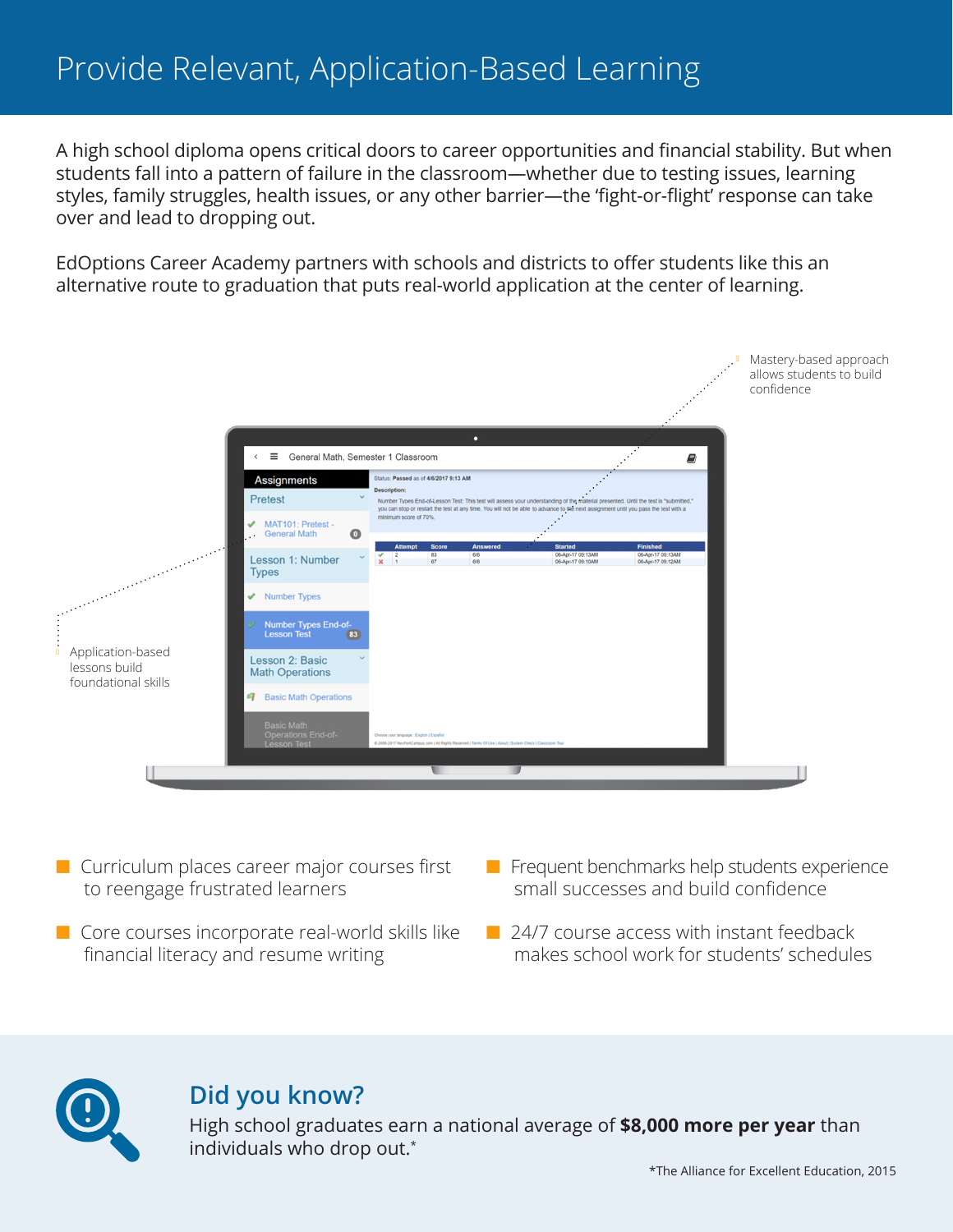# Provide Relevant, Application-Based Learning

A high school diploma opens critical doors to career opportunities and financial stability. But when students fall into a pattern of failure in the classroom—whether due to testing issues, learning styles, family struggles, health issues, or any other barrier—the 'fight-or-flight' response can take over and lead to dropping out.

EdOptions Career Academy partners with schools and districts to offer students like this an alternative route to graduation that puts real-world application at the center of learning.

Mastery-based approach allows students to build confidence

Application-based lessons build foundational skills

- Curriculum places career major courses first to reengage frustrated learners
- Core courses incorporate real-world skills like financial literacy and resume writing
- Frequent benchmarks help students experience small successes and build confidence
- 24/7 course access with instant feedback makes school work for students' schedules

## Did you know?

High school graduates earn a national average of **$8,000 more per year** than individuals who drop out.*

*The Alliance for Excellent Education, 2015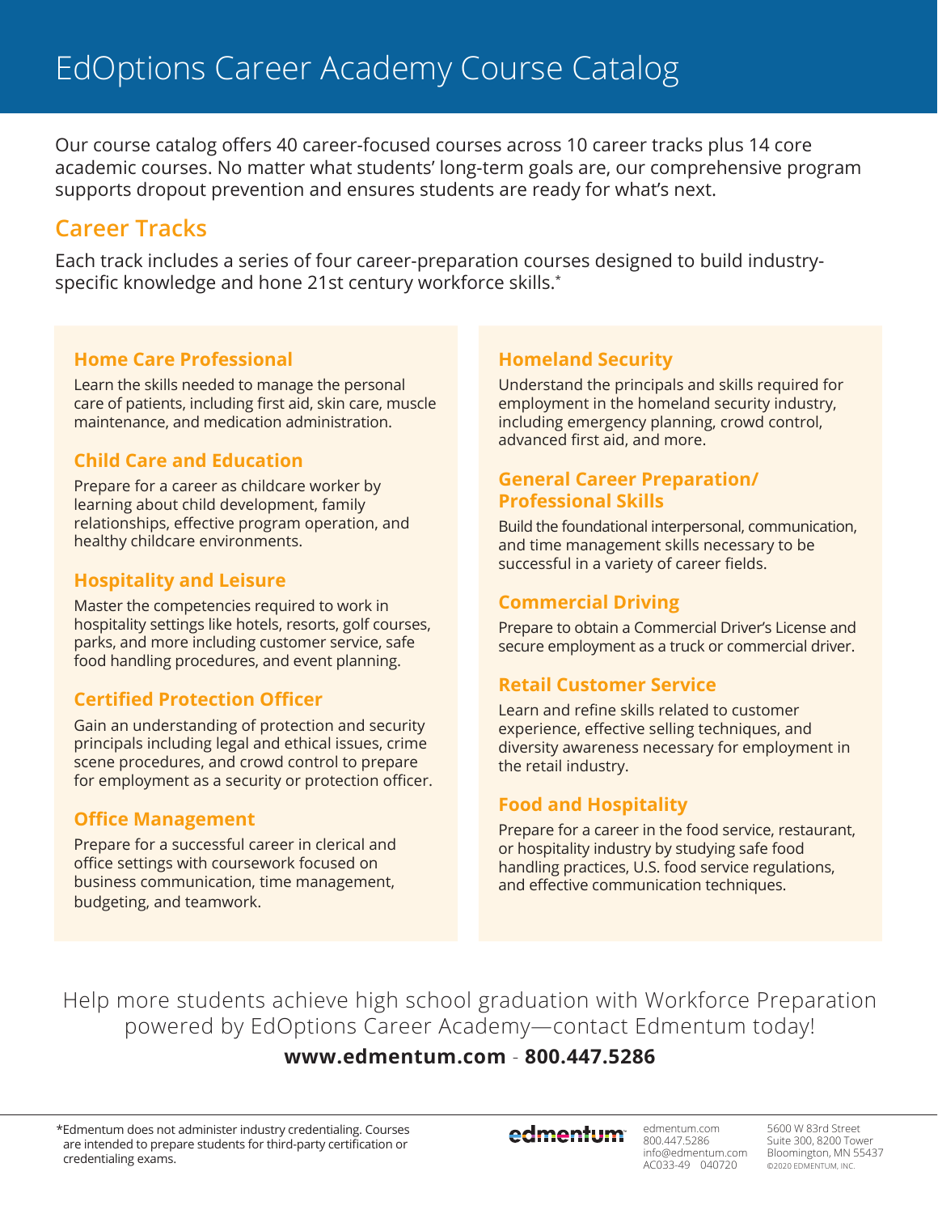# EdOptions Career Academy Course Catalog

Our course catalog offers 40 career-focused courses across 10 career tracks plus 14 core academic courses. No matter what students' long-term goals are, our comprehensive program supports dropout prevention and ensures students are ready for what's next.

## Career Tracks

Each track includes a series of four career-preparation courses designed to build industry-specific knowledge and hone 21st century workforce skills.*

### Home Care Professional

Learn the skills needed to manage the personal care of patients, including first aid, skin care, muscle maintenance, and medication administration.

### Child Care and Education

Prepare for a career as childcare worker by learning about child development, family relationships, effective program operation, and healthy childcare environments.

### Hospitality and Leisure

Master the competencies required to work in hospitality settings like hotels, resorts, golf courses, parks, and more including customer service, safe food handling procedures, and event planning.

### Certified Protection Officer

Gain an understanding of protection and security principals including legal and ethical issues, crime scene procedures, and crowd control to prepare for employment as a security or protection officer.

### Office Management

Prepare for a successful career in clerical and office settings with coursework focused on business communication, time management, budgeting, and teamwork.

### Homeland Security

Understand the principals and skills required for employment in the homeland security industry, including emergency planning, crowd control, advanced first aid, and more.

### General Career Preparation/ Professional Skills

Build the foundational interpersonal, communication, and time management skills necessary to be successful in a variety of career fields.

### Commercial Driving

Prepare to obtain a Commercial Driver's License and secure employment as a truck or commercial driver.

### Retail Customer Service

Learn and refine skills related to customer experience, effective selling techniques, and diversity awareness necessary for employment in the retail industry.

### Food and Hospitality

Prepare for a career in the food service, restaurant, or hospitality industry by studying safe food handling practices, U.S. food service regulations, and effective communication techniques.

Help more students achieve high school graduation with Workforce Preparation powered by EdOptions Career Academy—contact Edmentum today!

**www.edmentum.com** - **800.447.5286**

*Edmentum does not administer industry credentialing. Courses are intended to prepare students for third-party certification or credentialing exams.

edmentum

edmentum.com
800.447.5286
info@edmentum.com
AC033-49 040720

5600 W 83rd Street
Suite 300, 8200 Tower
Bloomington, MN 55437
©2020 EDMENTUM, INC.